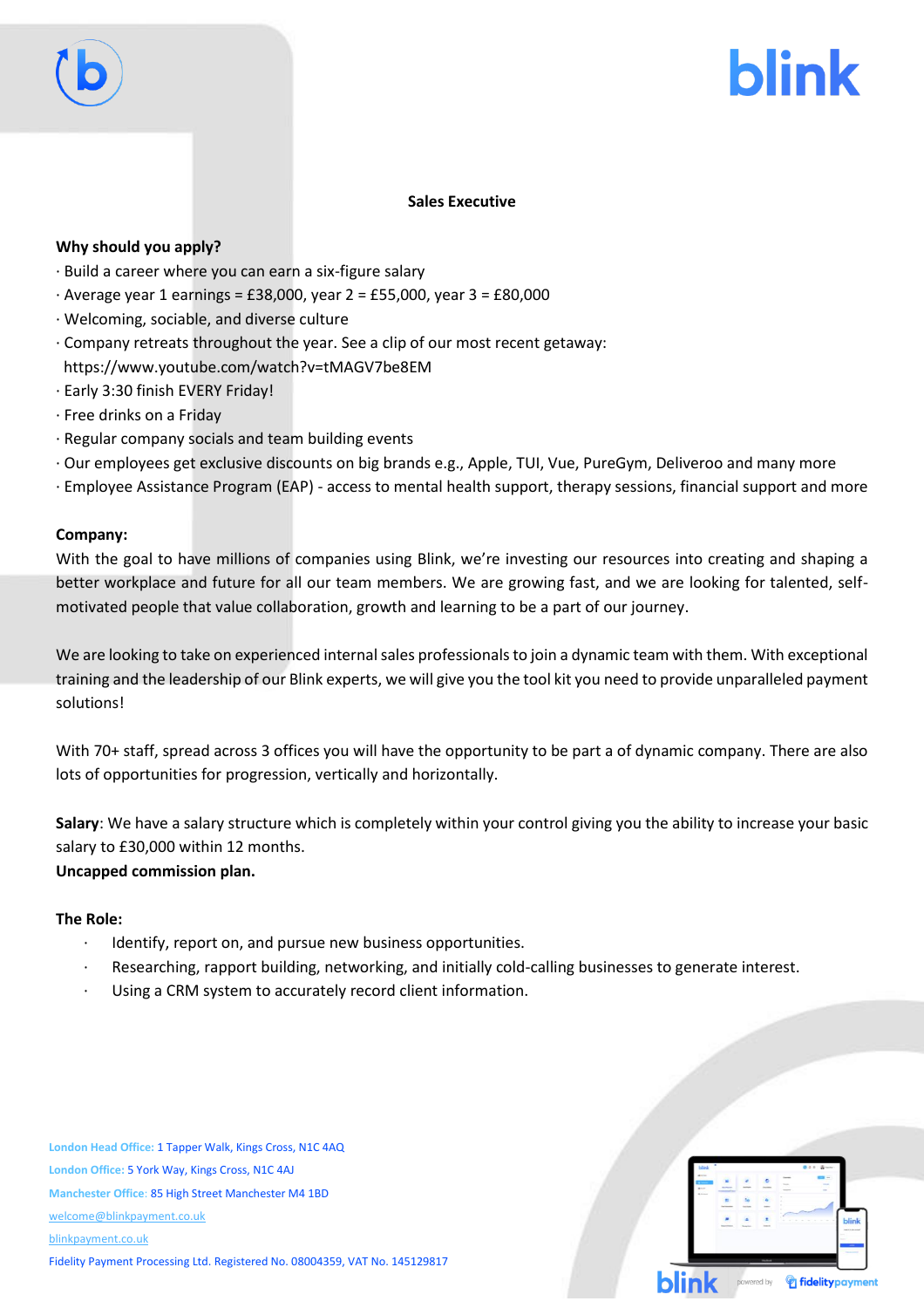# Sales Executive

**Why should you apply?**

· Build a career where you can earn a six-figure salary
· Average year 1 earnings = £38,000, year 2 = £55,000, year 3 = £80,000
· Welcoming, sociable, and diverse culture
· Company retreats throughout the year. See a clip of our most recent getaway: https://www.youtube.com/watch?v=tMAGV7be8EM
· Early 3:30 finish EVERY Friday!
· Free drinks on a Friday
· Regular company socials and team building events
· Our employees get exclusive discounts on big brands e.g., Apple, TUI, Vue, PureGym, Deliveroo and many more
· Employee Assistance Program (EAP) - access to mental health support, therapy sessions, financial support and more

**Company:**

With the goal to have millions of companies using Blink, we're investing our resources into creating and shaping a better workplace and future for all our team members. We are growing fast, and we are looking for talented, self-motivated people that value collaboration, growth and learning to be a part of our journey.

We are looking to take on experienced internal sales professionals to join a dynamic team with them. With exceptional training and the leadership of our Blink experts, we will give you the tool kit you need to provide unparalleled payment solutions!

With 70+ staff, spread across 3 offices you will have the opportunity to be part a of dynamic company. There are also lots of opportunities for progression, vertically and horizontally.

**Salary**: We have a salary structure which is completely within your control giving you the ability to increase your basic salary to £30,000 within 12 months.
**Uncapped commission plan.**

**The Role:**

- Identify, report on, and pursue new business opportunities.
- Researching, rapport building, networking, and initially cold-calling businesses to generate interest.
- Using a CRM system to accurately record client information.

London Head Office: 1 Tapper Walk, Kings Cross, N1C 4AQ
London Office: 5 York Way, Kings Cross, N1C 4AJ
Manchester Office: 85 High Street Manchester M4 1BD
welcome@blinkpayment.co.uk
blinkpayment.co.uk
Fidelity Payment Processing Ltd. Registered No. 08004359, VAT No. 145129817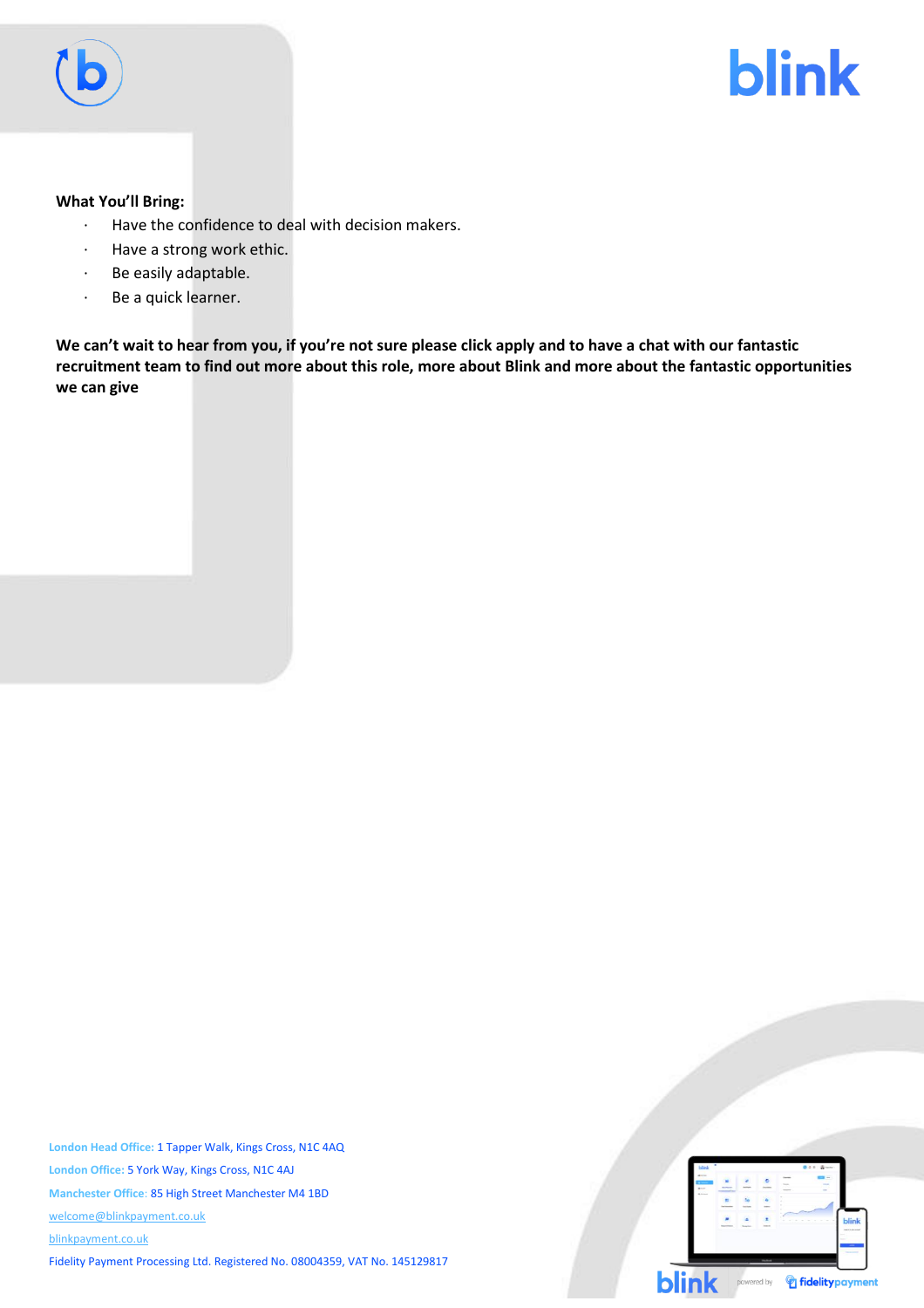**What You'll Bring:**

- Have the confidence to deal with decision makers.
- Have a strong work ethic.
- Be easily adaptable.
- Be a quick learner.

**We can't wait to hear from you, if you're not sure please click apply and to have a chat with our fantastic recruitment team to find out more about this role, more about Blink and more about the fantastic opportunities we can give**

London Head Office: 1 Tapper Walk, Kings Cross, N1C 4AQ

London Office: 5 York Way, Kings Cross, N1C 4AJ

Manchester Office: 85 High Street Manchester M4 1BD

welcome@blinkpayment.co.uk

blinkpayment.co.uk

Fidelity Payment Processing Ltd. Registered No. 08004359, VAT No. 145129817